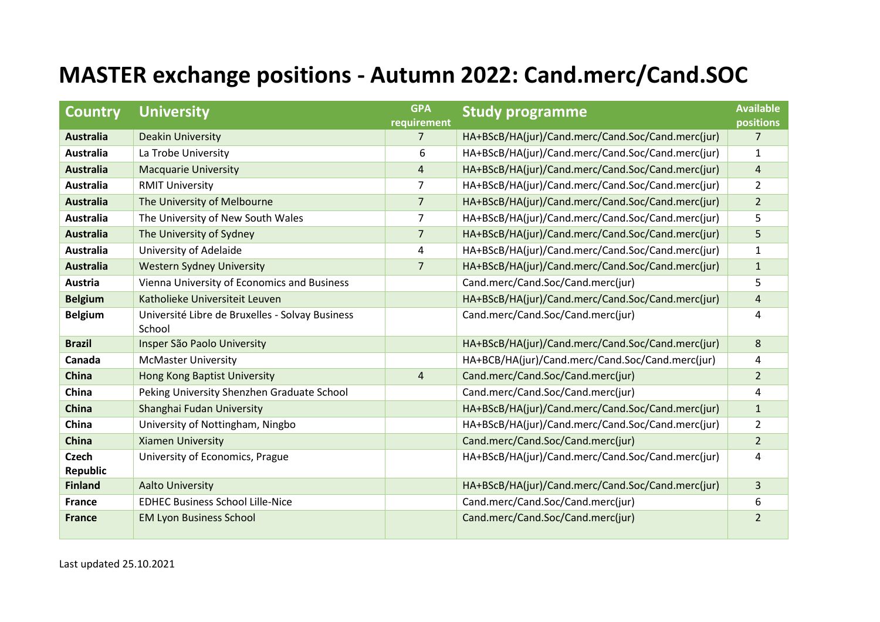# MASTER exchange positions - Autumn 2022: Cand.merc/Cand.SOC

| Country | University | GPA requirement | Study programme | Available positions |
|---|---|---|---|---|
| **Australia** | Deakin University | 7 | HA+BScB/HA(jur)/Cand.merc/Cand.Soc/Cand.merc(jur) | 7 |
| **Australia** | La Trobe University | 6 | HA+BScB/HA(jur)/Cand.merc/Cand.Soc/Cand.merc(jur) | 1 |
| **Australia** | Macquarie University | 4 | HA+BScB/HA(jur)/Cand.merc/Cand.Soc/Cand.merc(jur) | 4 |
| **Australia** | RMIT University | 7 | HA+BScB/HA(jur)/Cand.merc/Cand.Soc/Cand.merc(jur) | 2 |
| **Australia** | The University of Melbourne | 7 | HA+BScB/HA(jur)/Cand.merc/Cand.Soc/Cand.merc(jur) | 2 |
| **Australia** | The University of New South Wales | 7 | HA+BScB/HA(jur)/Cand.merc/Cand.Soc/Cand.merc(jur) | 5 |
| **Australia** | The University of Sydney | 7 | HA+BScB/HA(jur)/Cand.merc/Cand.Soc/Cand.merc(jur) | 5 |
| **Australia** | University of Adelaide | 4 | HA+BScB/HA(jur)/Cand.merc/Cand.Soc/Cand.merc(jur) | 1 |
| **Australia** | Western Sydney University | 7 | HA+BScB/HA(jur)/Cand.merc/Cand.Soc/Cand.merc(jur) | 1 |
| **Austria** | Vienna University of Economics and Business | | Cand.merc/Cand.Soc/Cand.merc(jur) | 5 |
| **Belgium** | Katholieke Universiteit Leuven | | HA+BScB/HA(jur)/Cand.merc/Cand.Soc/Cand.merc(jur) | 4 |
| **Belgium** | Université Libre de Bruxelles - Solvay Business School | | Cand.merc/Cand.Soc/Cand.merc(jur) | 4 |
| **Brazil** | Insper São Paolo University | | HA+BScB/HA(jur)/Cand.merc/Cand.Soc/Cand.merc(jur) | 8 |
| **Canada** | McMaster University | | HA+BCB/HA(jur)/Cand.merc/Cand.Soc/Cand.merc(jur) | 4 |
| **China** | Hong Kong Baptist University | 4 | Cand.merc/Cand.Soc/Cand.merc(jur) | 2 |
| **China** | Peking University Shenzhen Graduate School | | Cand.merc/Cand.Soc/Cand.merc(jur) | 4 |
| **China** | Shanghai Fudan University | | HA+BScB/HA(jur)/Cand.merc/Cand.Soc/Cand.merc(jur) | 1 |
| **China** | University of Nottingham, Ningbo | | HA+BScB/HA(jur)/Cand.merc/Cand.Soc/Cand.merc(jur) | 2 |
| **China** | Xiamen University | | Cand.merc/Cand.Soc/Cand.merc(jur) | 2 |
| **Czech Republic** | University of Economics, Prague | | HA+BScB/HA(jur)/Cand.merc/Cand.Soc/Cand.merc(jur) | 4 |
| **Finland** | Aalto University | | HA+BScB/HA(jur)/Cand.merc/Cand.Soc/Cand.merc(jur) | 3 |
| **France** | EDHEC Business School Lille-Nice | | Cand.merc/Cand.Soc/Cand.merc(jur) | 6 |
| **France** | EM Lyon Business School | | Cand.merc/Cand.Soc/Cand.merc(jur) | 2 |

Last updated 25.10.2021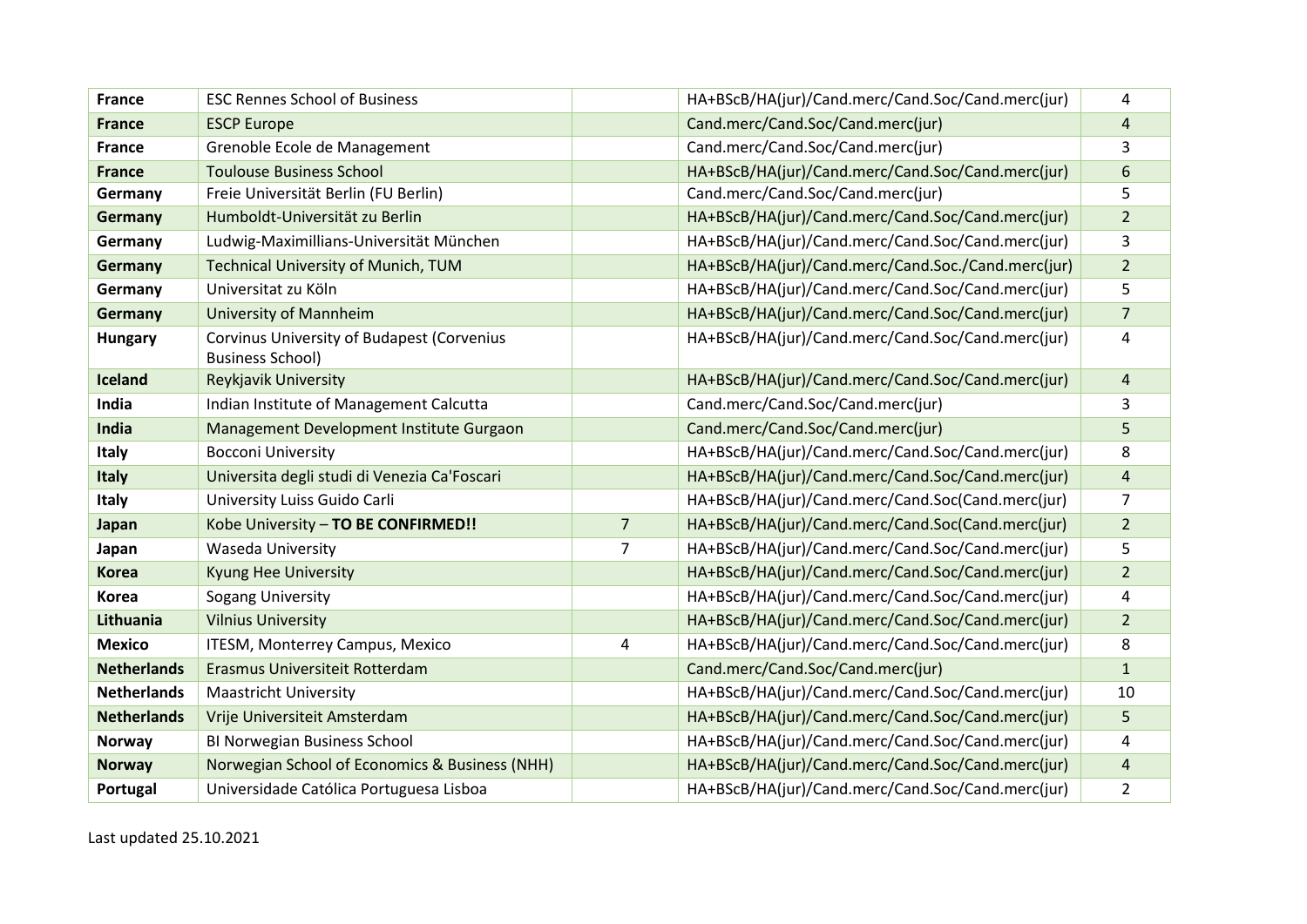| | | | | |
|---|---|---|---|---|
| **France** | ESC Rennes School of Business | | HA+BScB/HA(jur)/Cand.merc/Cand.Soc/Cand.merc(jur) | 4 |
| **France** | ESCP Europe | | Cand.merc/Cand.Soc/Cand.merc(jur) | 4 |
| **France** | Grenoble Ecole de Management | | Cand.merc/Cand.Soc/Cand.merc(jur) | 3 |
| **France** | Toulouse Business School | | HA+BScB/HA(jur)/Cand.merc/Cand.Soc/Cand.merc(jur) | 6 |
| **Germany** | Freie Universität Berlin (FU Berlin) | | Cand.merc/Cand.Soc/Cand.merc(jur) | 5 |
| **Germany** | Humboldt-Universität zu Berlin | | HA+BScB/HA(jur)/Cand.merc/Cand.Soc/Cand.merc(jur) | 2 |
| **Germany** | Ludwig-Maximillians-Universität München | | HA+BScB/HA(jur)/Cand.merc/Cand.Soc/Cand.merc(jur) | 3 |
| **Germany** | Technical University of Munich, TUM | | HA+BScB/HA(jur)/Cand.merc/Cand.Soc./Cand.merc(jur) | 2 |
| **Germany** | Universitat zu Köln | | HA+BScB/HA(jur)/Cand.merc/Cand.Soc/Cand.merc(jur) | 5 |
| **Germany** | University of Mannheim | | HA+BScB/HA(jur)/Cand.merc/Cand.Soc/Cand.merc(jur) | 7 |
| **Hungary** | Corvinus University of Budapest (Corvenius Business School) | | HA+BScB/HA(jur)/Cand.merc/Cand.Soc/Cand.merc(jur) | 4 |
| **Iceland** | Reykjavik University | | HA+BScB/HA(jur)/Cand.merc/Cand.Soc/Cand.merc(jur) | 4 |
| **India** | Indian Institute of Management Calcutta | | Cand.merc/Cand.Soc/Cand.merc(jur) | 3 |
| **India** | Management Development Institute Gurgaon | | Cand.merc/Cand.Soc/Cand.merc(jur) | 5 |
| **Italy** | Bocconi University | | HA+BScB/HA(jur)/Cand.merc/Cand.Soc/Cand.merc(jur) | 8 |
| **Italy** | Universita degli studi di Venezia Ca'Foscari | | HA+BScB/HA(jur)/Cand.merc/Cand.Soc/Cand.merc(jur) | 4 |
| **Italy** | University Luiss Guido Carli | | HA+BScB/HA(jur)/Cand.merc/Cand.Soc(Cand.merc(jur) | 7 |
| **Japan** | Kobe University – **TO BE CONFIRMED!!** | 7 | HA+BScB/HA(jur)/Cand.merc/Cand.Soc(Cand.merc(jur) | 2 |
| **Japan** | Waseda University | 7 | HA+BScB/HA(jur)/Cand.merc/Cand.Soc/Cand.merc(jur) | 5 |
| **Korea** | Kyung Hee University | | HA+BScB/HA(jur)/Cand.merc/Cand.Soc/Cand.merc(jur) | 2 |
| **Korea** | Sogang University | | HA+BScB/HA(jur)/Cand.merc/Cand.Soc/Cand.merc(jur) | 4 |
| **Lithuania** | Vilnius University | | HA+BScB/HA(jur)/Cand.merc/Cand.Soc/Cand.merc(jur) | 2 |
| **Mexico** | ITESM, Monterrey Campus, Mexico | 4 | HA+BScB/HA(jur)/Cand.merc/Cand.Soc/Cand.merc(jur) | 8 |
| **Netherlands** | Erasmus Universiteit Rotterdam | | Cand.merc/Cand.Soc/Cand.merc(jur) | 1 |
| **Netherlands** | Maastricht University | | HA+BScB/HA(jur)/Cand.merc/Cand.Soc/Cand.merc(jur) | 10 |
| **Netherlands** | Vrije Universiteit Amsterdam | | HA+BScB/HA(jur)/Cand.merc/Cand.Soc/Cand.merc(jur) | 5 |
| **Norway** | BI Norwegian Business School | | HA+BScB/HA(jur)/Cand.merc/Cand.Soc/Cand.merc(jur) | 4 |
| **Norway** | Norwegian School of Economics & Business (NHH) | | HA+BScB/HA(jur)/Cand.merc/Cand.Soc/Cand.merc(jur) | 4 |
| **Portugal** | Universidade Católica Portuguesa Lisboa | | HA+BScB/HA(jur)/Cand.merc/Cand.Soc/Cand.merc(jur) | 2 |

Last updated 25.10.2021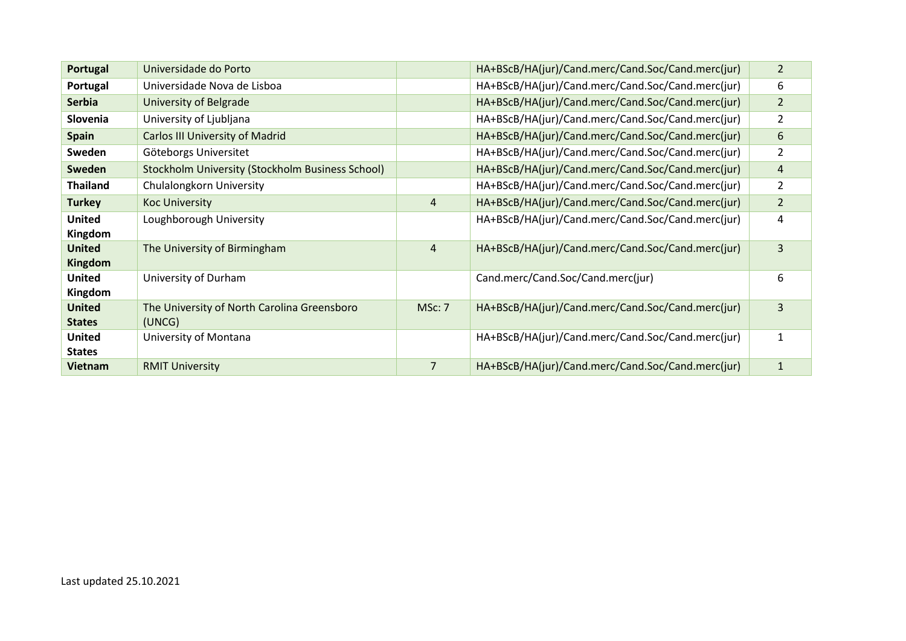| | | | | |
|---|---|---|---|---|
| **Portugal** | Universidade do Porto | | HA+BScB/HA(jur)/Cand.merc/Cand.Soc/Cand.merc(jur) | 2 |
| **Portugal** | Universidade Nova de Lisboa | | HA+BScB/HA(jur)/Cand.merc/Cand.Soc/Cand.merc(jur) | 6 |
| **Serbia** | University of Belgrade | | HA+BScB/HA(jur)/Cand.merc/Cand.Soc/Cand.merc(jur) | 2 |
| **Slovenia** | University of Ljubljana | | HA+BScB/HA(jur)/Cand.merc/Cand.Soc/Cand.merc(jur) | 2 |
| **Spain** | Carlos III University of Madrid | | HA+BScB/HA(jur)/Cand.merc/Cand.Soc/Cand.merc(jur) | 6 |
| **Sweden** | Göteborgs Universitet | | HA+BScB/HA(jur)/Cand.merc/Cand.Soc/Cand.merc(jur) | 2 |
| **Sweden** | Stockholm University (Stockholm Business School) | | HA+BScB/HA(jur)/Cand.merc/Cand.Soc/Cand.merc(jur) | 4 |
| **Thailand** | Chulalongkorn University | | HA+BScB/HA(jur)/Cand.merc/Cand.Soc/Cand.merc(jur) | 2 |
| **Turkey** | Koc University | 4 | HA+BScB/HA(jur)/Cand.merc/Cand.Soc/Cand.merc(jur) | 2 |
| **United Kingdom** | Loughborough University | | HA+BScB/HA(jur)/Cand.merc/Cand.Soc/Cand.merc(jur) | 4 |
| **United Kingdom** | The University of Birmingham | 4 | HA+BScB/HA(jur)/Cand.merc/Cand.Soc/Cand.merc(jur) | 3 |
| **United Kingdom** | University of Durham | | Cand.merc/Cand.Soc/Cand.merc(jur) | 6 |
| **United States** | The University of North Carolina Greensboro (UNCG) | MSc: 7 | HA+BScB/HA(jur)/Cand.merc/Cand.Soc/Cand.merc(jur) | 3 |
| **United States** | University of Montana | | HA+BScB/HA(jur)/Cand.merc/Cand.Soc/Cand.merc(jur) | 1 |
| **Vietnam** | RMIT University | 7 | HA+BScB/HA(jur)/Cand.merc/Cand.Soc/Cand.merc(jur) | 1 |

Last updated 25.10.2021